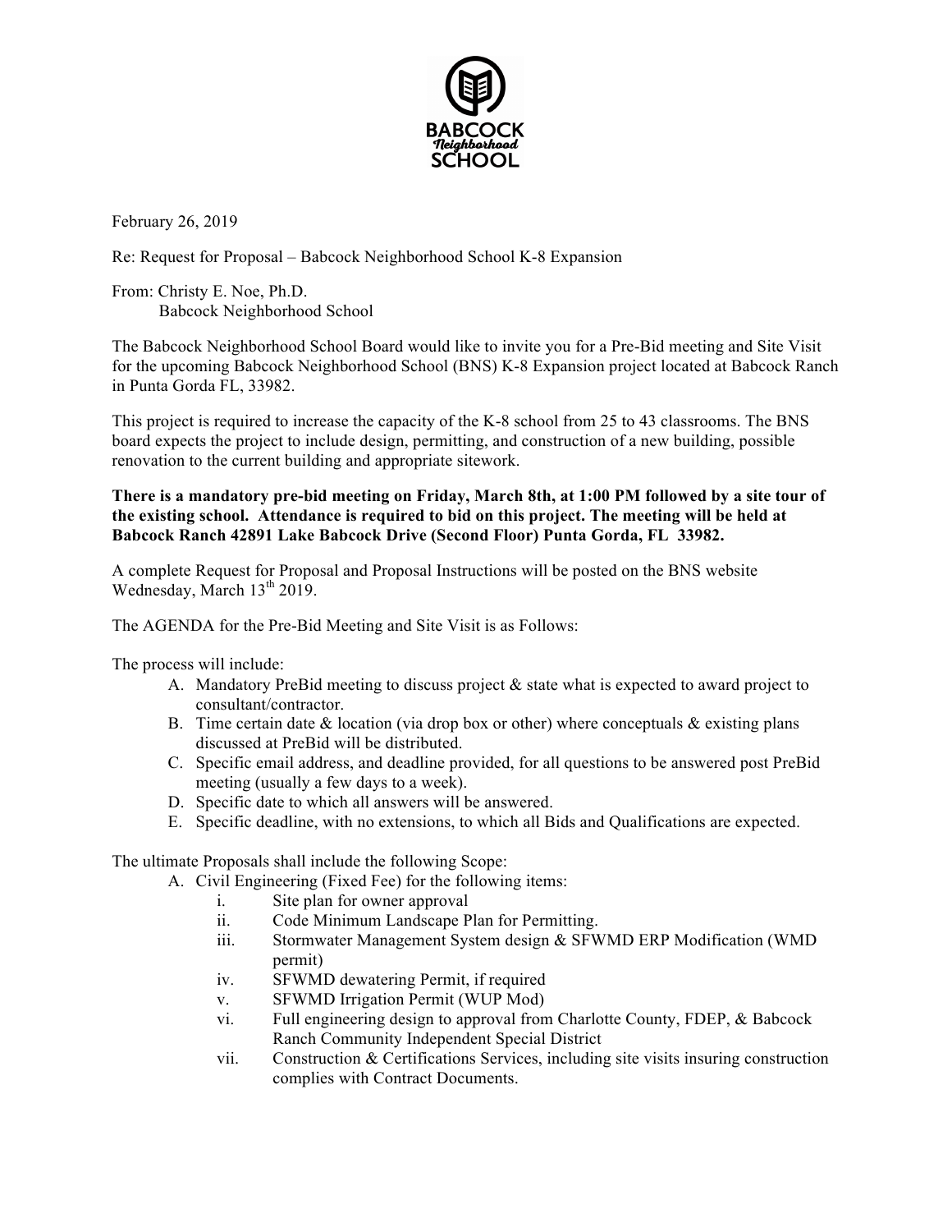February 26, 2019

Re: Request for Proposal – Babcock Neighborhood School K-8 Expansion

From: Christy E. Noe, Ph.D.
Babcock Neighborhood School

The Babcock Neighborhood School Board would like to invite you for a Pre-Bid meeting and Site Visit for the upcoming Babcock Neighborhood School (BNS) K-8 Expansion project located at Babcock Ranch in Punta Gorda FL, 33982.

This project is required to increase the capacity of the K-8 school from 25 to 43 classrooms. The BNS board expects the project to include design, permitting, and construction of a new building, possible renovation to the current building and appropriate sitework.

**There is a mandatory pre-bid meeting on Friday, March 8th, at 1:00 PM followed by a site tour of the existing school. Attendance is required to bid on this project. The meeting will be held at Babcock Ranch 42891 Lake Babcock Drive (Second Floor) Punta Gorda, FL 33982.**

A complete Request for Proposal and Proposal Instructions will be posted on the BNS website Wednesday, March 13th 2019.

The AGENDA for the Pre-Bid Meeting and Site Visit is as Follows:

The process will include:

A. Mandatory PreBid meeting to discuss project & state what is expected to award project to consultant/contractor.
B. Time certain date & location (via drop box or other) where conceptuals & existing plans discussed at PreBid will be distributed.
C. Specific email address, and deadline provided, for all questions to be answered post PreBid meeting (usually a few days to a week).
D. Specific date to which all answers will be answered.
E. Specific deadline, with no extensions, to which all Bids and Qualifications are expected.

The ultimate Proposals shall include the following Scope:

A. Civil Engineering (Fixed Fee) for the following items:
   i. Site plan for owner approval
   ii. Code Minimum Landscape Plan for Permitting.
   iii. Stormwater Management System design & SFWMD ERP Modification (WMD permit)
   iv. SFWMD dewatering Permit, if required
   v. SFWMD Irrigation Permit (WUP Mod)
   vi. Full engineering design to approval from Charlotte County, FDEP, & Babcock Ranch Community Independent Special District
   vii. Construction & Certifications Services, including site visits insuring construction complies with Contract Documents.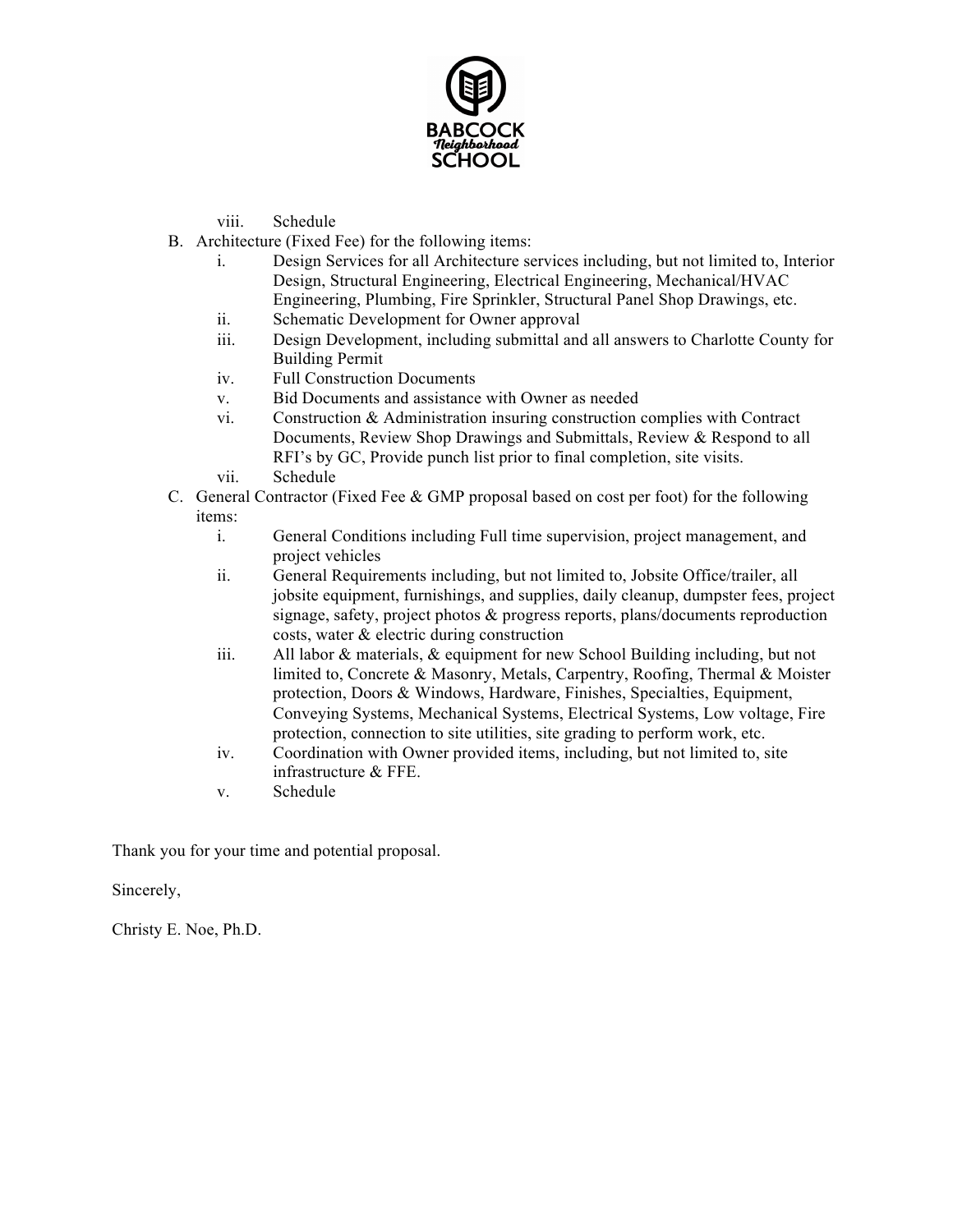viii. Schedule

B. Architecture (Fixed Fee) for the following items:
   i. Design Services for all Architecture services including, but not limited to, Interior Design, Structural Engineering, Electrical Engineering, Mechanical/HVAC Engineering, Plumbing, Fire Sprinkler, Structural Panel Shop Drawings, etc.
   ii. Schematic Development for Owner approval
   iii. Design Development, including submittal and all answers to Charlotte County for Building Permit
   iv. Full Construction Documents
   v. Bid Documents and assistance with Owner as needed
   vi. Construction & Administration insuring construction complies with Contract Documents, Review Shop Drawings and Submittals, Review & Respond to all RFI's by GC, Provide punch list prior to final completion, site visits.
   vii. Schedule

C. General Contractor (Fixed Fee & GMP proposal based on cost per foot) for the following items:
   i. General Conditions including Full time supervision, project management, and project vehicles
   ii. General Requirements including, but not limited to, Jobsite Office/trailer, all jobsite equipment, furnishings, and supplies, daily cleanup, dumpster fees, project signage, safety, project photos & progress reports, plans/documents reproduction costs, water & electric during construction
   iii. All labor & materials, & equipment for new School Building including, but not limited to, Concrete & Masonry, Metals, Carpentry, Roofing, Thermal & Moister protection, Doors & Windows, Hardware, Finishes, Specialties, Equipment, Conveying Systems, Mechanical Systems, Electrical Systems, Low voltage, Fire protection, connection to site utilities, site grading to perform work, etc.
   iv. Coordination with Owner provided items, including, but not limited to, site infrastructure & FFE.
   v. Schedule

Thank you for your time and potential proposal.

Sincerely,

Christy E. Noe, Ph.D.